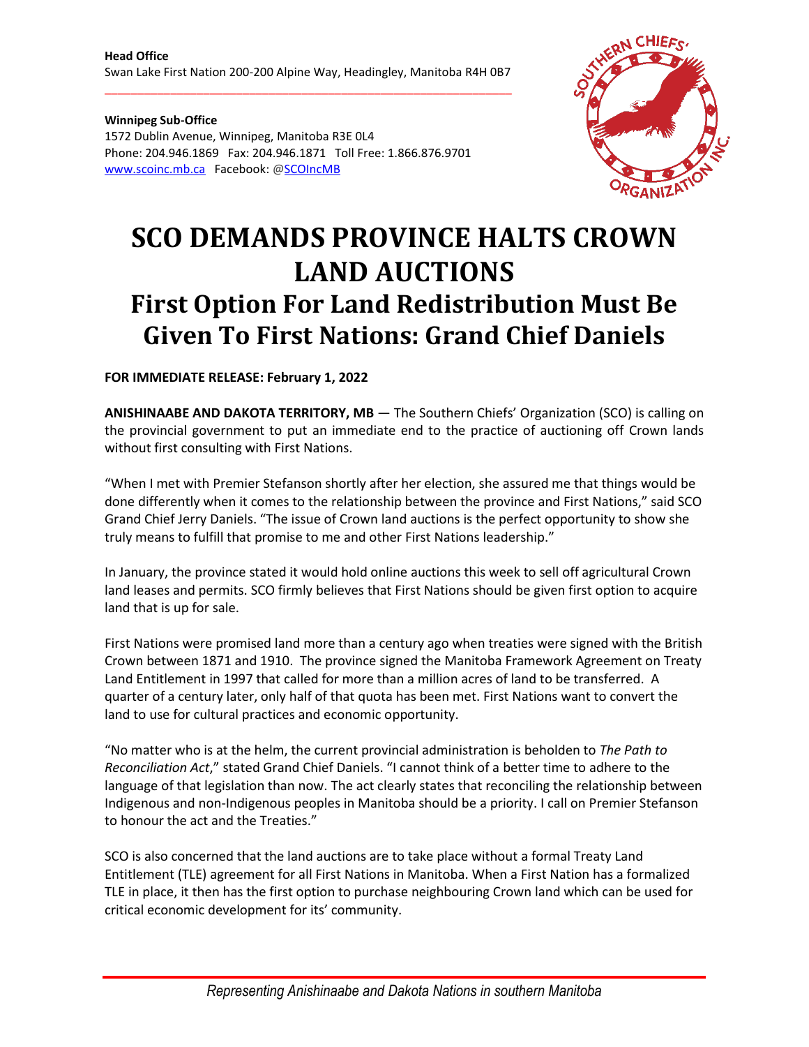**Head Office**
Swan Lake First Nation 200-200 Alpine Way, Headingley, Manitoba R4H 0B7

**Winnipeg Sub-Office**
1572 Dublin Avenue, Winnipeg, Manitoba R3E 0L4
Phone: 204.946.1869 Fax: 204.946.1871 Toll Free: 1.866.876.9701
www.scoinc.mb.ca Facebook: @SCOIncMB

# SCO DEMANDS PROVINCE HALTS CROWN LAND AUCTIONS

## First Option For Land Redistribution Must Be Given To First Nations: Grand Chief Daniels

**FOR IMMEDIATE RELEASE: February 1, 2022**

**ANISHINAABE AND DAKOTA TERRITORY, MB** — The Southern Chiefs' Organization (SCO) is calling on the provincial government to put an immediate end to the practice of auctioning off Crown lands without first consulting with First Nations.

"When I met with Premier Stefanson shortly after her election, she assured me that things would be done differently when it comes to the relationship between the province and First Nations," said SCO Grand Chief Jerry Daniels. "The issue of Crown land auctions is the perfect opportunity to show she truly means to fulfill that promise to me and other First Nations leadership."

In January, the province stated it would hold online auctions this week to sell off agricultural Crown land leases and permits. SCO firmly believes that First Nations should be given first option to acquire land that is up for sale.

First Nations were promised land more than a century ago when treaties were signed with the British Crown between 1871 and 1910. The province signed the Manitoba Framework Agreement on Treaty Land Entitlement in 1997 that called for more than a million acres of land to be transferred. A quarter of a century later, only half of that quota has been met. First Nations want to convert the land to use for cultural practices and economic opportunity.

"No matter who is at the helm, the current provincial administration is beholden to *The Path to Reconciliation Act*," stated Grand Chief Daniels. "I cannot think of a better time to adhere to the language of that legislation than now. The act clearly states that reconciling the relationship between Indigenous and non-Indigenous peoples in Manitoba should be a priority. I call on Premier Stefanson to honour the act and the Treaties."

SCO is also concerned that the land auctions are to take place without a formal Treaty Land Entitlement (TLE) agreement for all First Nations in Manitoba. When a First Nation has a formalized TLE in place, it then has the first option to purchase neighbouring Crown land which can be used for critical economic development for its' community.

*Representing Anishinaabe and Dakota Nations in southern Manitoba*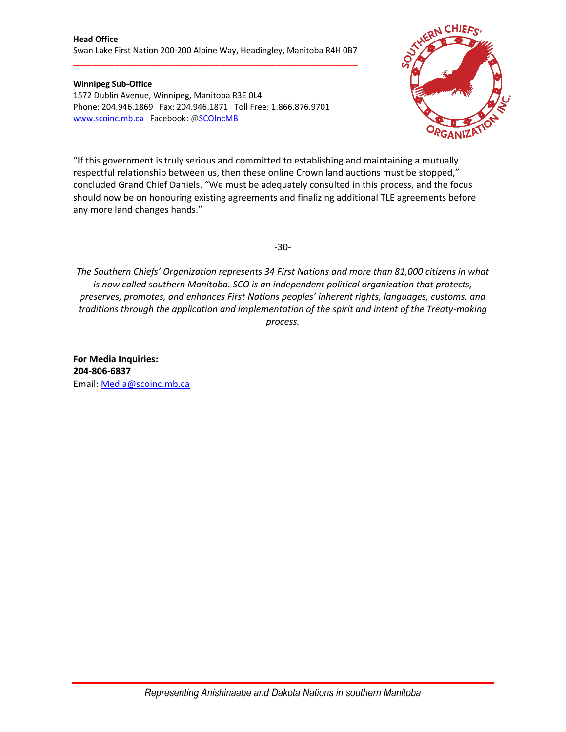**Head Office**
Swan Lake First Nation 200-200 Alpine Way, Headingley, Manitoba R4H 0B7

**Winnipeg Sub-Office**
1572 Dublin Avenue, Winnipeg, Manitoba R3E 0L4
Phone: 204.946.1869 Fax: 204.946.1871 Toll Free: 1.866.876.9701
www.scoinc.mb.ca Facebook: @SCOIncMB

"If this government is truly serious and committed to establishing and maintaining a mutually respectful relationship between us, then these online Crown land auctions must be stopped," concluded Grand Chief Daniels. "We must be adequately consulted in this process, and the focus should now be on honouring existing agreements and finalizing additional TLE agreements before any more land changes hands."

-30-

*The Southern Chiefs' Organization represents 34 First Nations and more than 81,000 citizens in what is now called southern Manitoba. SCO is an independent political organization that protects, preserves, promotes, and enhances First Nations peoples' inherent rights, languages, customs, and traditions through the application and implementation of the spirit and intent of the Treaty-making process.*

**For Media Inquiries:**
**204-806-6837**
Email: Media@scoinc.mb.ca

*Representing Anishinaabe and Dakota Nations in southern Manitoba*